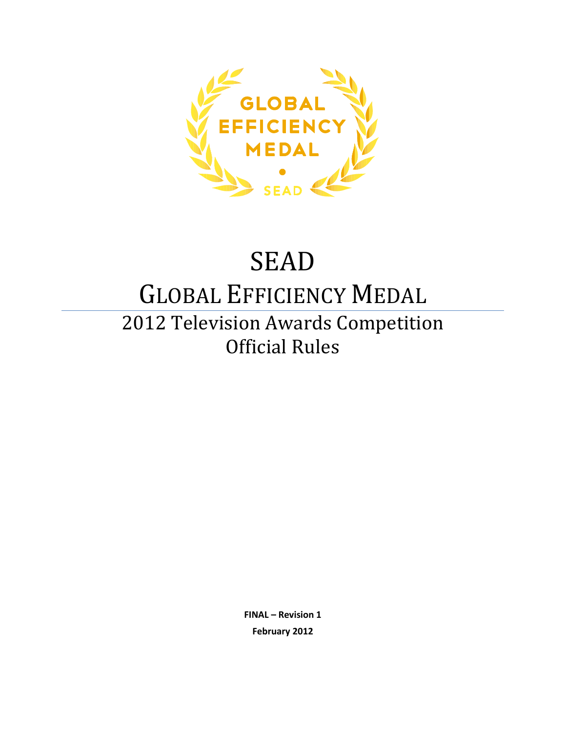GLOBAL EFFICIENCY MEDAL

SEAD

# SEAD

# GLOBAL EFFICIENCY MEDAL

## 2012 Television Awards Competition Official Rules

**FINAL – Revision 1**

**February 2012**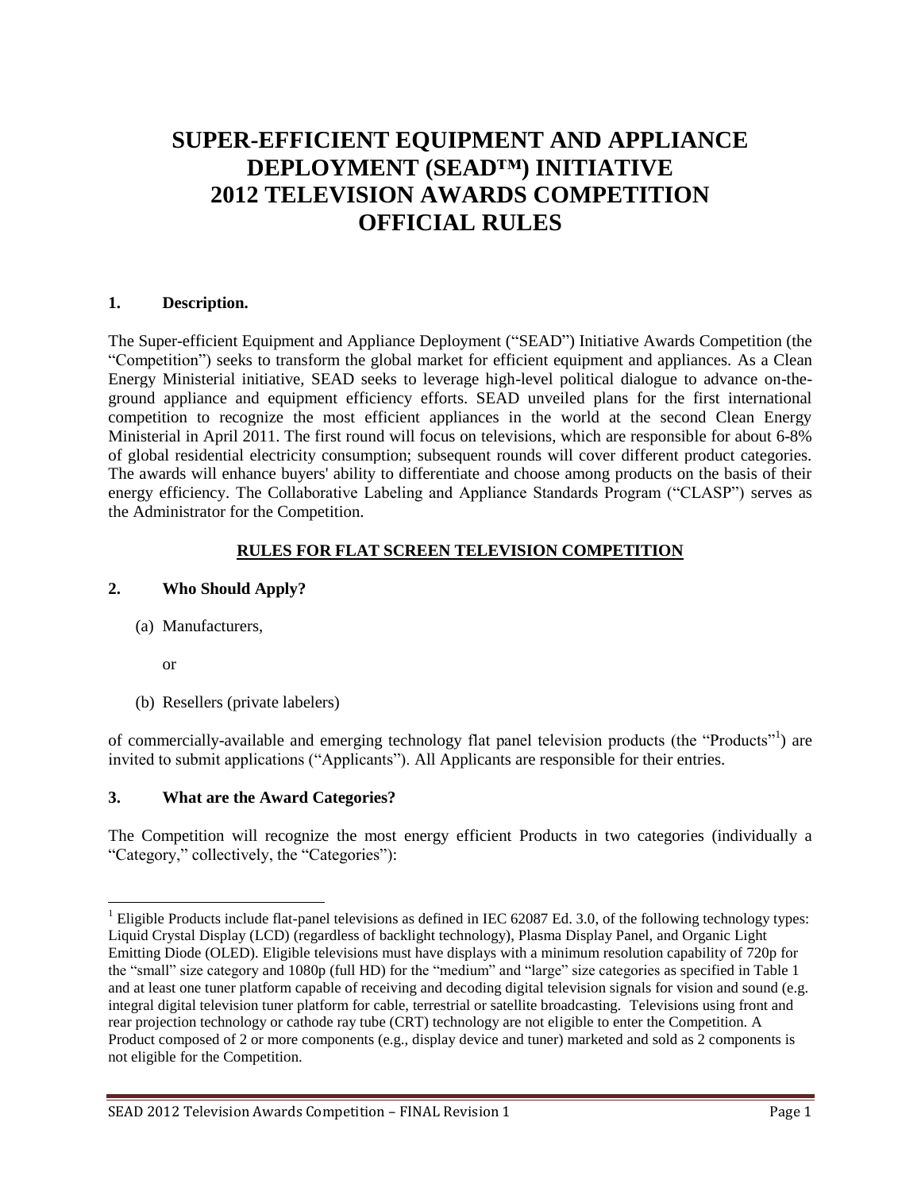# SUPER-EFFICIENT EQUIPMENT AND APPLIANCE DEPLOYMENT (SEAD™) INITIATIVE 2012 TELEVISION AWARDS COMPETITION OFFICIAL RULES

## 1. Description.

The Super-efficient Equipment and Appliance Deployment ("SEAD") Initiative Awards Competition (the "Competition") seeks to transform the global market for efficient equipment and appliances. As a Clean Energy Ministerial initiative, SEAD seeks to leverage high-level political dialogue to advance on-the-ground appliance and equipment efficiency efforts. SEAD unveiled plans for the first international competition to recognize the most efficient appliances in the world at the second Clean Energy Ministerial in April 2011. The first round will focus on televisions, which are responsible for about 6-8% of global residential electricity consumption; subsequent rounds will cover different product categories. The awards will enhance buyers' ability to differentiate and choose among products on the basis of their energy efficiency. The Collaborative Labeling and Appliance Standards Program ("CLASP") serves as the Administrator for the Competition.

**<u>RULES FOR FLAT SCREEN TELEVISION COMPETITION</u>**

## 2. Who Should Apply?

(a) Manufacturers,

or

(b) Resellers (private labelers)

of commercially-available and emerging technology flat panel television products (the "Products"[1]) are invited to submit applications ("Applicants"). All Applicants are responsible for their entries.

## 3. What are the Award Categories?

The Competition will recognize the most energy efficient Products in two categories (individually a "Category," collectively, the "Categories"):

---

[1] Eligible Products include flat-panel televisions as defined in IEC 62087 Ed. 3.0, of the following technology types: Liquid Crystal Display (LCD) (regardless of backlight technology), Plasma Display Panel, and Organic Light Emitting Diode (OLED). Eligible televisions must have displays with a minimum resolution capability of 720p for the "small" size category and 1080p (full HD) for the "medium" and "large" size categories as specified in Table 1 and at least one tuner platform capable of receiving and decoding digital television signals for vision and sound (e.g. integral digital television tuner platform for cable, terrestrial or satellite broadcasting. Televisions using front and rear projection technology or cathode ray tube (CRT) technology are not eligible to enter the Competition. A Product composed of 2 or more components (e.g., display device and tuner) marketed and sold as 2 components is not eligible for the Competition.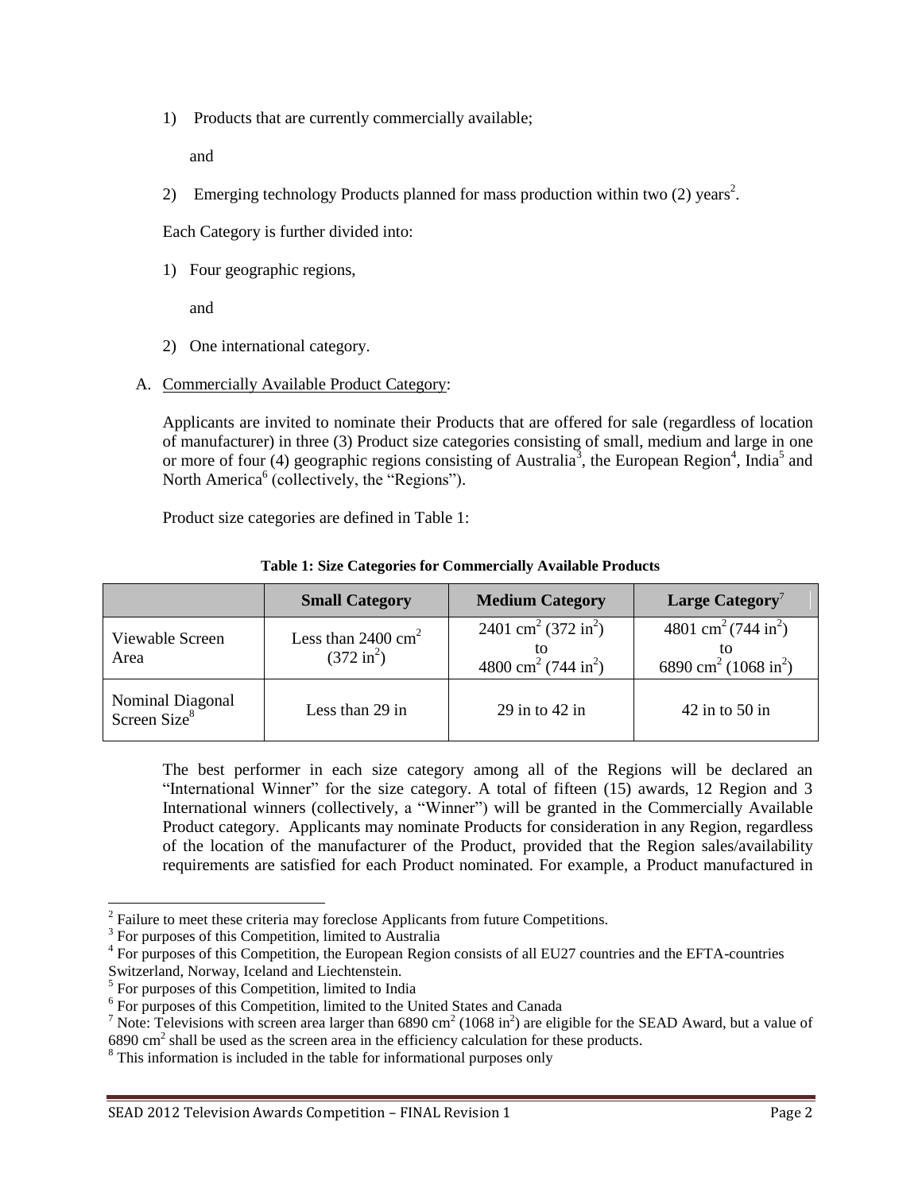1) Products that are currently commercially available;

   and

2) Emerging technology Products planned for mass production within two (2) years[2].

Each Category is further divided into:

1) Four geographic regions,

   and

2) One international category.

A. Commercially Available Product Category:

Applicants are invited to nominate their Products that are offered for sale (regardless of location of manufacturer) in three (3) Product size categories consisting of small, medium and large in one or more of four (4) geographic regions consisting of Australia[3], the European Region[4], India[5] and North America[6] (collectively, the "Regions").

Product size categories are defined in Table 1:

**Table 1: Size Categories for Commercially Available Products**

| | **Small Category** | **Medium Category** | **Large Category**[7] |
|---|---|---|---|
| Viewable Screen Area | Less than 2400 $cm^2$ (372 $in^2$) | 2401 $cm^2$ (372 $in^2$) to 4800 $cm^2$ (744 $in^2$) | 4801 $cm^2$ (744 $in^2$) to 6890 $cm^2$ (1068 $in^2$) |
| Nominal Diagonal Screen Size[8] | Less than 29 in | 29 in to 42 in | 42 in to 50 in |

The best performer in each size category among all of the Regions will be declared an "International Winner" for the size category. A total of fifteen (15) awards, 12 Region and 3 International winners (collectively, a "Winner") will be granted in the Commercially Available Product category. Applicants may nominate Products for consideration in any Region, regardless of the location of the manufacturer of the Product, provided that the Region sales/availability requirements are satisfied for each Product nominated. For example, a Product manufactured in

---

[2] Failure to meet these criteria may foreclose Applicants from future Competitions.

[3] For purposes of this Competition, limited to Australia

[4] For purposes of this Competition, the European Region consists of all EU27 countries and the EFTA-countries Switzerland, Norway, Iceland and Liechtenstein.

[5] For purposes of this Competition, limited to India

[6] For purposes of this Competition, limited to the United States and Canada

[7] Note: Televisions with screen area larger than 6890 $cm^2$ (1068 $in^2$) are eligible for the SEAD Award, but a value of 6890 $cm^2$ shall be used as the screen area in the efficiency calculation for these products.

[8] This information is included in the table for informational purposes only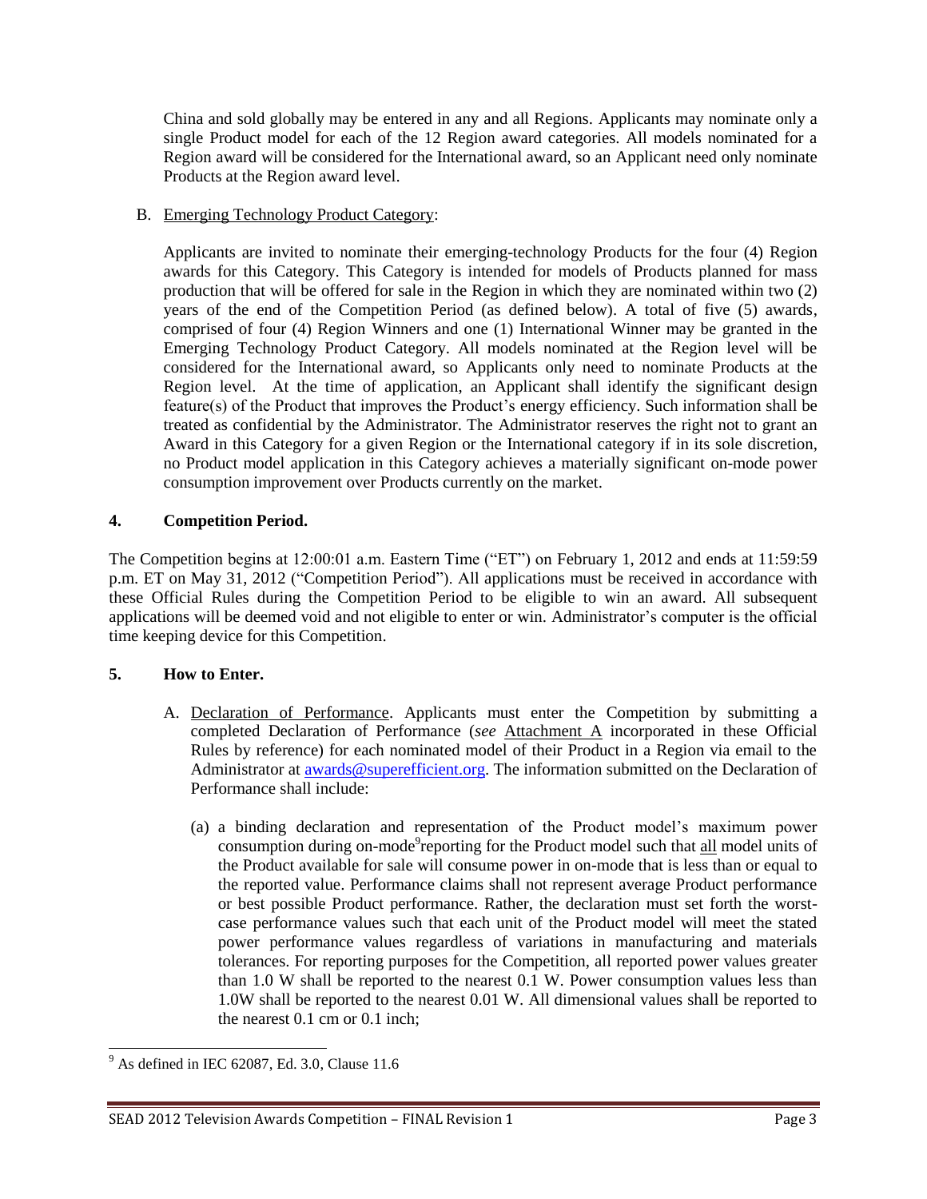China and sold globally may be entered in any and all Regions. Applicants may nominate only a single Product model for each of the 12 Region award categories. All models nominated for a Region award will be considered for the International award, so an Applicant need only nominate Products at the Region award level.

B. Emerging Technology Product Category:

Applicants are invited to nominate their emerging-technology Products for the four (4) Region awards for this Category. This Category is intended for models of Products planned for mass production that will be offered for sale in the Region in which they are nominated within two (2) years of the end of the Competition Period (as defined below). A total of five (5) awards, comprised of four (4) Region Winners and one (1) International Winner may be granted in the Emerging Technology Product Category. All models nominated at the Region level will be considered for the International award, so Applicants only need to nominate Products at the Region level. At the time of application, an Applicant shall identify the significant design feature(s) of the Product that improves the Product's energy efficiency. Such information shall be treated as confidential by the Administrator. The Administrator reserves the right not to grant an Award in this Category for a given Region or the International category if in its sole discretion, no Product model application in this Category achieves a materially significant on-mode power consumption improvement over Products currently on the market.

## 4. Competition Period.

The Competition begins at 12:00:01 a.m. Eastern Time ("ET") on February 1, 2012 and ends at 11:59:59 p.m. ET on May 31, 2012 ("Competition Period"). All applications must be received in accordance with these Official Rules during the Competition Period to be eligible to win an award. All subsequent applications will be deemed void and not eligible to enter or win. Administrator's computer is the official time keeping device for this Competition.

## 5. How to Enter.

A. Declaration of Performance. Applicants must enter the Competition by submitting a completed Declaration of Performance (*see* Attachment A incorporated in these Official Rules by reference) for each nominated model of their Product in a Region via email to the Administrator at awards@superefficient.org. The information submitted on the Declaration of Performance shall include:

(a) a binding declaration and representation of the Product model's maximum power consumption during on-mode[9]reporting for the Product model such that all model units of the Product available for sale will consume power in on-mode that is less than or equal to the reported value. Performance claims shall not represent average Product performance or best possible Product performance. Rather, the declaration must set forth the worst-case performance values such that each unit of the Product model will meet the stated power performance values regardless of variations in manufacturing and materials tolerances. For reporting purposes for the Competition, all reported power values greater than 1.0 W shall be reported to the nearest 0.1 W. Power consumption values less than 1.0W shall be reported to the nearest 0.01 W. All dimensional values shall be reported to the nearest 0.1 cm or 0.1 inch;

[9] As defined in IEC 62087, Ed. 3.0, Clause 11.6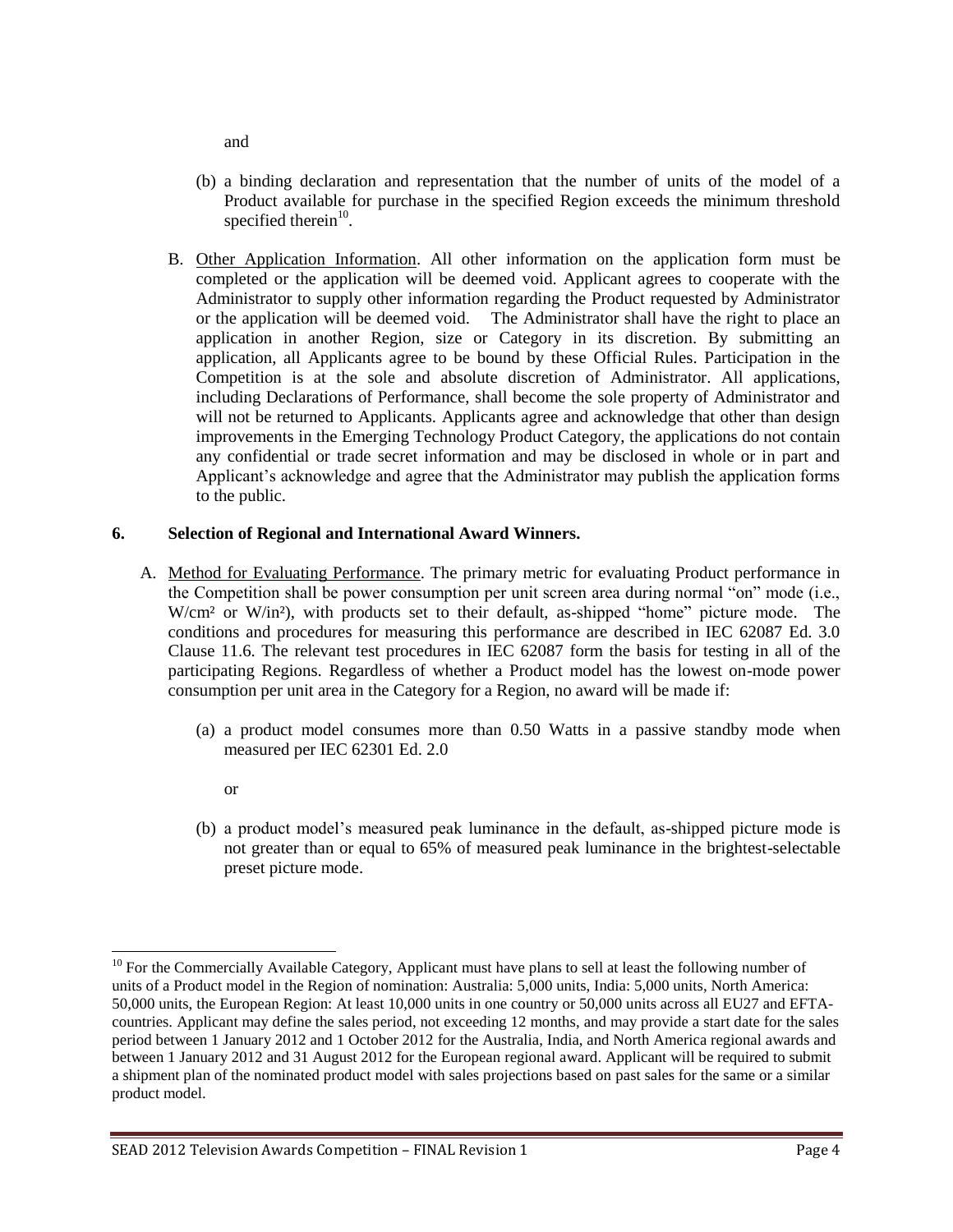and

(b) a binding declaration and representation that the number of units of the model of a Product available for purchase in the specified Region exceeds the minimum threshold specified therein[10].

B. Other Application Information. All other information on the application form must be completed or the application will be deemed void. Applicant agrees to cooperate with the Administrator to supply other information regarding the Product requested by Administrator or the application will be deemed void. The Administrator shall have the right to place an application in another Region, size or Category in its discretion. By submitting an application, all Applicants agree to be bound by these Official Rules. Participation in the Competition is at the sole and absolute discretion of Administrator. All applications, including Declarations of Performance, shall become the sole property of Administrator and will not be returned to Applicants. Applicants agree and acknowledge that other than design improvements in the Emerging Technology Product Category, the applications do not contain any confidential or trade secret information and may be disclosed in whole or in part and Applicant's acknowledge and agree that the Administrator may publish the application forms to the public.

**6. Selection of Regional and International Award Winners.**

A. Method for Evaluating Performance. The primary metric for evaluating Product performance in the Competition shall be power consumption per unit screen area during normal "on" mode (i.e., $W/cm^2$ or $W/in^2$), with products set to their default, as-shipped "home" picture mode. The conditions and procedures for measuring this performance are described in IEC 62087 Ed. 3.0 Clause 11.6. The relevant test procedures in IEC 62087 form the basis for testing in all of the participating Regions. Regardless of whether a Product model has the lowest on-mode power consumption per unit area in the Category for a Region, no award will be made if:

(a) a product model consumes more than 0.50 Watts in a passive standby mode when measured per IEC 62301 Ed. 2.0

or

(b) a product model's measured peak luminance in the default, as-shipped picture mode is not greater than or equal to 65% of measured peak luminance in the brightest-selectable preset picture mode.

---

[10] For the Commercially Available Category, Applicant must have plans to sell at least the following number of units of a Product model in the Region of nomination: Australia: 5,000 units, India: 5,000 units, North America: 50,000 units, the European Region: At least 10,000 units in one country or 50,000 units across all EU27 and EFTA-countries. Applicant may define the sales period, not exceeding 12 months, and may provide a start date for the sales period between 1 January 2012 and 1 October 2012 for the Australia, India, and North America regional awards and between 1 January 2012 and 31 August 2012 for the European regional award. Applicant will be required to submit a shipment plan of the nominated product model with sales projections based on past sales for the same or a similar product model.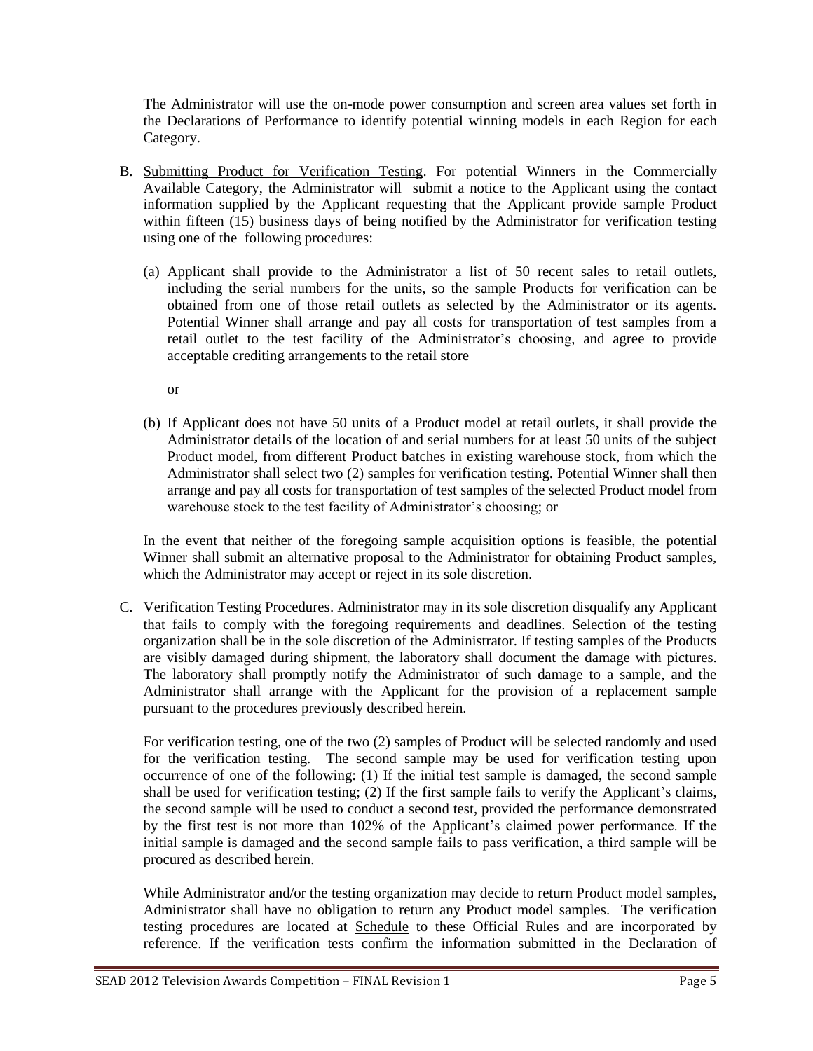The Administrator will use the on-mode power consumption and screen area values set forth in the Declarations of Performance to identify potential winning models in each Region for each Category.

B. Submitting Product for Verification Testing. For potential Winners in the Commercially Available Category, the Administrator will submit a notice to the Applicant using the contact information supplied by the Applicant requesting that the Applicant provide sample Product within fifteen (15) business days of being notified by the Administrator for verification testing using one of the following procedures:

   (a) Applicant shall provide to the Administrator a list of 50 recent sales to retail outlets, including the serial numbers for the units, so the sample Products for verification can be obtained from one of those retail outlets as selected by the Administrator or its agents. Potential Winner shall arrange and pay all costs for transportation of test samples from a retail outlet to the test facility of the Administrator's choosing, and agree to provide acceptable crediting arrangements to the retail store

   or

   (b) If Applicant does not have 50 units of a Product model at retail outlets, it shall provide the Administrator details of the location of and serial numbers for at least 50 units of the subject Product model, from different Product batches in existing warehouse stock, from which the Administrator shall select two (2) samples for verification testing. Potential Winner shall then arrange and pay all costs for transportation of test samples of the selected Product model from warehouse stock to the test facility of Administrator's choosing; or

   In the event that neither of the foregoing sample acquisition options is feasible, the potential Winner shall submit an alternative proposal to the Administrator for obtaining Product samples, which the Administrator may accept or reject in its sole discretion.

C. Verification Testing Procedures. Administrator may in its sole discretion disqualify any Applicant that fails to comply with the foregoing requirements and deadlines. Selection of the testing organization shall be in the sole discretion of the Administrator. If testing samples of the Products are visibly damaged during shipment, the laboratory shall document the damage with pictures. The laboratory shall promptly notify the Administrator of such damage to a sample, and the Administrator shall arrange with the Applicant for the provision of a replacement sample pursuant to the procedures previously described herein.

   For verification testing, one of the two (2) samples of Product will be selected randomly and used for the verification testing. The second sample may be used for verification testing upon occurrence of one of the following: (1) If the initial test sample is damaged, the second sample shall be used for verification testing; (2) If the first sample fails to verify the Applicant's claims, the second sample will be used to conduct a second test, provided the performance demonstrated by the first test is not more than 102% of the Applicant's claimed power performance. If the initial sample is damaged and the second sample fails to pass verification, a third sample will be procured as described herein.

   While Administrator and/or the testing organization may decide to return Product model samples, Administrator shall have no obligation to return any Product model samples. The verification testing procedures are located at Schedule to these Official Rules and are incorporated by reference. If the verification tests confirm the information submitted in the Declaration of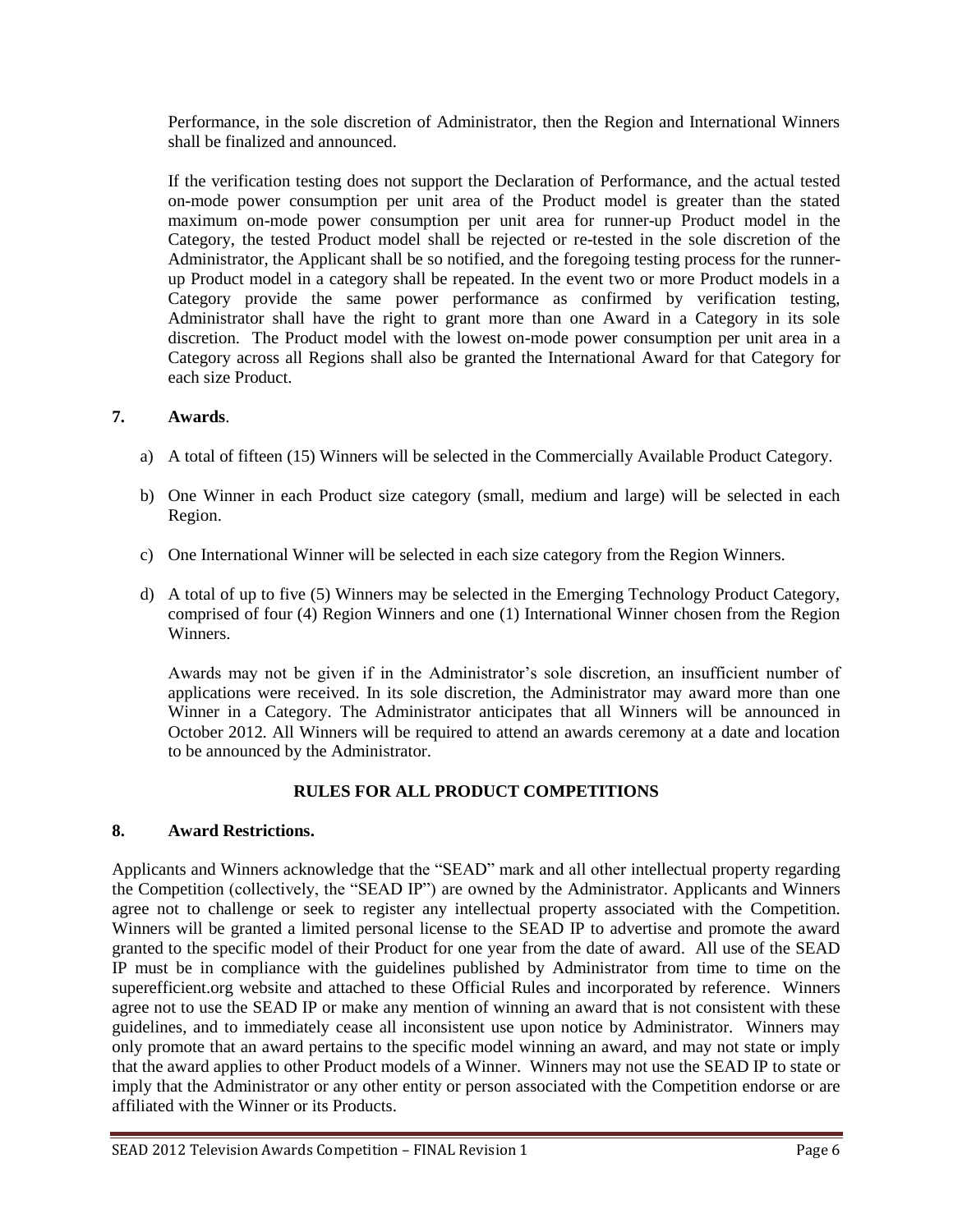Performance, in the sole discretion of Administrator, then the Region and International Winners shall be finalized and announced.

If the verification testing does not support the Declaration of Performance, and the actual tested on-mode power consumption per unit area of the Product model is greater than the stated maximum on-mode power consumption per unit area for runner-up Product model in the Category, the tested Product model shall be rejected or re-tested in the sole discretion of the Administrator, the Applicant shall be so notified, and the foregoing testing process for the runner-up Product model in a category shall be repeated. In the event two or more Product models in a Category provide the same power performance as confirmed by verification testing, Administrator shall have the right to grant more than one Award in a Category in its sole discretion. The Product model with the lowest on-mode power consumption per unit area in a Category across all Regions shall also be granted the International Award for that Category for each size Product.

**7. Awards**.

a) A total of fifteen (15) Winners will be selected in the Commercially Available Product Category.

b) One Winner in each Product size category (small, medium and large) will be selected in each Region.

c) One International Winner will be selected in each size category from the Region Winners.

d) A total of up to five (5) Winners may be selected in the Emerging Technology Product Category, comprised of four (4) Region Winners and one (1) International Winner chosen from the Region Winners.

Awards may not be given if in the Administrator's sole discretion, an insufficient number of applications were received. In its sole discretion, the Administrator may award more than one Winner in a Category. The Administrator anticipates that all Winners will be announced in October 2012. All Winners will be required to attend an awards ceremony at a date and location to be announced by the Administrator.

## RULES FOR ALL PRODUCT COMPETITIONS

**8. Award Restrictions.**

Applicants and Winners acknowledge that the "SEAD" mark and all other intellectual property regarding the Competition (collectively, the "SEAD IP") are owned by the Administrator. Applicants and Winners agree not to challenge or seek to register any intellectual property associated with the Competition. Winners will be granted a limited personal license to the SEAD IP to advertise and promote the award granted to the specific model of their Product for one year from the date of award. All use of the SEAD IP must be in compliance with the guidelines published by Administrator from time to time on the superefficient.org website and attached to these Official Rules and incorporated by reference. Winners agree not to use the SEAD IP or make any mention of winning an award that is not consistent with these guidelines, and to immediately cease all inconsistent use upon notice by Administrator. Winners may only promote that an award pertains to the specific model winning an award, and may not state or imply that the award applies to other Product models of a Winner. Winners may not use the SEAD IP to state or imply that the Administrator or any other entity or person associated with the Competition endorse or are affiliated with the Winner or its Products.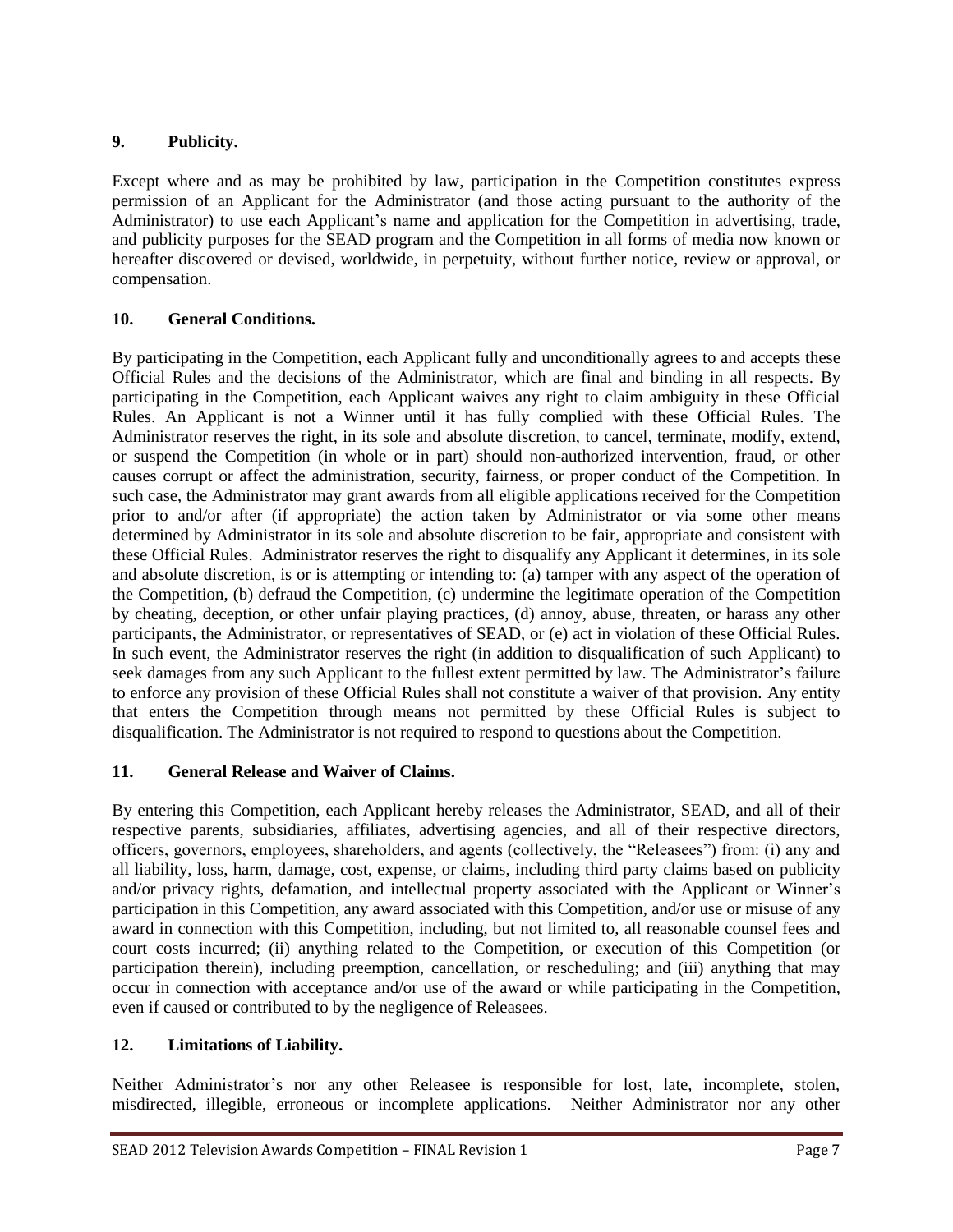## 9. Publicity.

Except where and as may be prohibited by law, participation in the Competition constitutes express permission of an Applicant for the Administrator (and those acting pursuant to the authority of the Administrator) to use each Applicant's name and application for the Competition in advertising, trade, and publicity purposes for the SEAD program and the Competition in all forms of media now known or hereafter discovered or devised, worldwide, in perpetuity, without further notice, review or approval, or compensation.

## 10. General Conditions.

By participating in the Competition, each Applicant fully and unconditionally agrees to and accepts these Official Rules and the decisions of the Administrator, which are final and binding in all respects. By participating in the Competition, each Applicant waives any right to claim ambiguity in these Official Rules. An Applicant is not a Winner until it has fully complied with these Official Rules. The Administrator reserves the right, in its sole and absolute discretion, to cancel, terminate, modify, extend, or suspend the Competition (in whole or in part) should non-authorized intervention, fraud, or other causes corrupt or affect the administration, security, fairness, or proper conduct of the Competition. In such case, the Administrator may grant awards from all eligible applications received for the Competition prior to and/or after (if appropriate) the action taken by Administrator or via some other means determined by Administrator in its sole and absolute discretion to be fair, appropriate and consistent with these Official Rules. Administrator reserves the right to disqualify any Applicant it determines, in its sole and absolute discretion, is or is attempting or intending to: (a) tamper with any aspect of the operation of the Competition, (b) defraud the Competition, (c) undermine the legitimate operation of the Competition by cheating, deception, or other unfair playing practices, (d) annoy, abuse, threaten, or harass any other participants, the Administrator, or representatives of SEAD, or (e) act in violation of these Official Rules. In such event, the Administrator reserves the right (in addition to disqualification of such Applicant) to seek damages from any such Applicant to the fullest extent permitted by law. The Administrator's failure to enforce any provision of these Official Rules shall not constitute a waiver of that provision. Any entity that enters the Competition through means not permitted by these Official Rules is subject to disqualification. The Administrator is not required to respond to questions about the Competition.

## 11. General Release and Waiver of Claims.

By entering this Competition, each Applicant hereby releases the Administrator, SEAD, and all of their respective parents, subsidiaries, affiliates, advertising agencies, and all of their respective directors, officers, governors, employees, shareholders, and agents (collectively, the "Releasees") from: (i) any and all liability, loss, harm, damage, cost, expense, or claims, including third party claims based on publicity and/or privacy rights, defamation, and intellectual property associated with the Applicant or Winner's participation in this Competition, any award associated with this Competition, and/or use or misuse of any award in connection with this Competition, including, but not limited to, all reasonable counsel fees and court costs incurred; (ii) anything related to the Competition, or execution of this Competition (or participation therein), including preemption, cancellation, or rescheduling; and (iii) anything that may occur in connection with acceptance and/or use of the award or while participating in the Competition, even if caused or contributed to by the negligence of Releasees.

## 12. Limitations of Liability.

Neither Administrator's nor any other Releasee is responsible for lost, late, incomplete, stolen, misdirected, illegible, erroneous or incomplete applications. Neither Administrator nor any other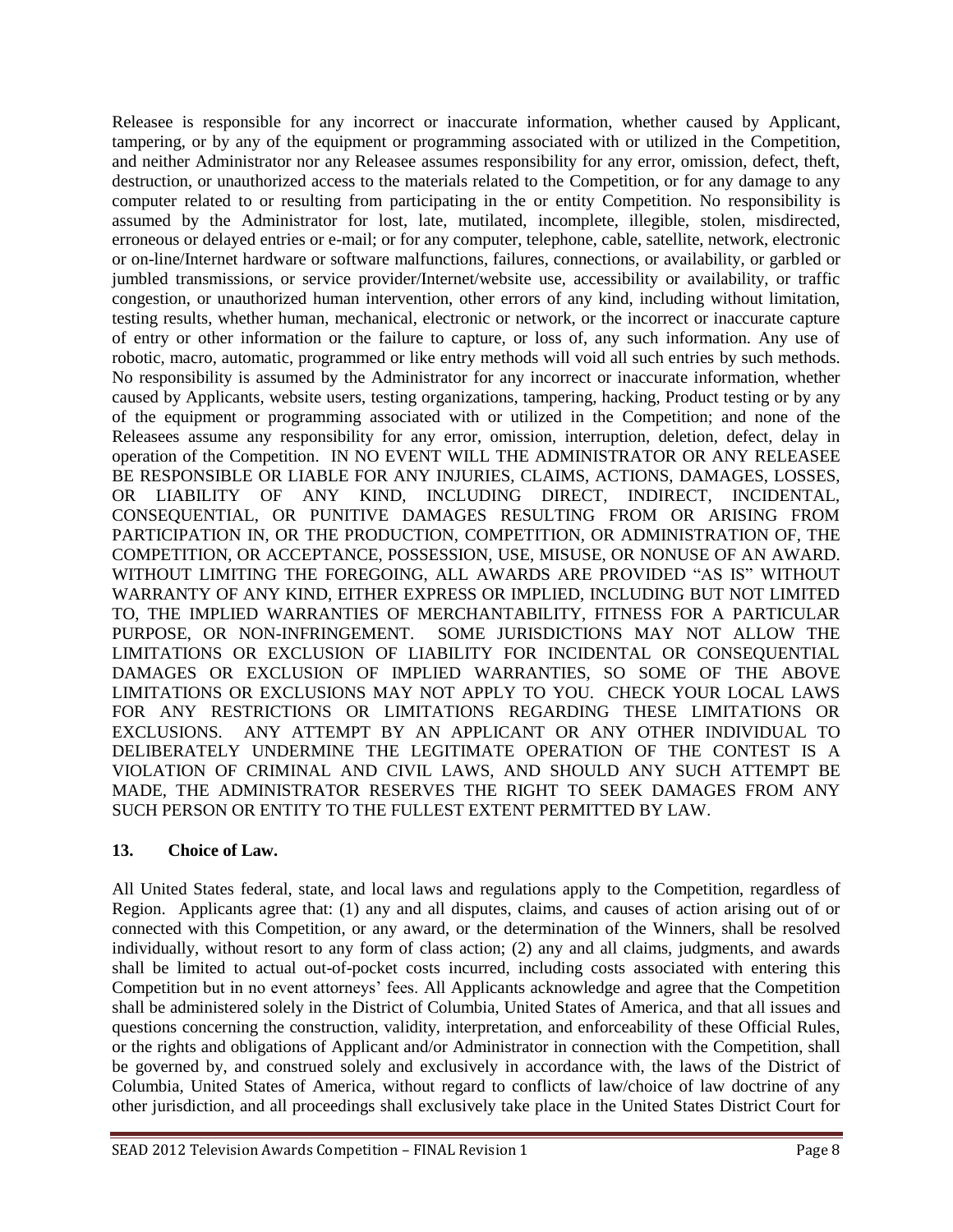Releasee is responsible for any incorrect or inaccurate information, whether caused by Applicant, tampering, or by any of the equipment or programming associated with or utilized in the Competition, and neither Administrator nor any Releasee assumes responsibility for any error, omission, defect, theft, destruction, or unauthorized access to the materials related to the Competition, or for any damage to any computer related to or resulting from participating in the or entity Competition. No responsibility is assumed by the Administrator for lost, late, mutilated, incomplete, illegible, stolen, misdirected, erroneous or delayed entries or e-mail; or for any computer, telephone, cable, satellite, network, electronic or on-line/Internet hardware or software malfunctions, failures, connections, or availability, or garbled or jumbled transmissions, or service provider/Internet/website use, accessibility or availability, or traffic congestion, or unauthorized human intervention, other errors of any kind, including without limitation, testing results, whether human, mechanical, electronic or network, or the incorrect or inaccurate capture of entry or other information or the failure to capture, or loss of, any such information. Any use of robotic, macro, automatic, programmed or like entry methods will void all such entries by such methods. No responsibility is assumed by the Administrator for any incorrect or inaccurate information, whether caused by Applicants, website users, testing organizations, tampering, hacking, Product testing or by any of the equipment or programming associated with or utilized in the Competition; and none of the Releasees assume any responsibility for any error, omission, interruption, deletion, defect, delay in operation of the Competition. IN NO EVENT WILL THE ADMINISTRATOR OR ANY RELEASEE BE RESPONSIBLE OR LIABLE FOR ANY INJURIES, CLAIMS, ACTIONS, DAMAGES, LOSSES, OR LIABILITY OF ANY KIND, INCLUDING DIRECT, INDIRECT, INCIDENTAL, CONSEQUENTIAL, OR PUNITIVE DAMAGES RESULTING FROM OR ARISING FROM PARTICIPATION IN, OR THE PRODUCTION, COMPETITION, OR ADMINISTRATION OF, THE COMPETITION, OR ACCEPTANCE, POSSESSION, USE, MISUSE, OR NONUSE OF AN AWARD. WITHOUT LIMITING THE FOREGOING, ALL AWARDS ARE PROVIDED "AS IS" WITHOUT WARRANTY OF ANY KIND, EITHER EXPRESS OR IMPLIED, INCLUDING BUT NOT LIMITED TO, THE IMPLIED WARRANTIES OF MERCHANTABILITY, FITNESS FOR A PARTICULAR PURPOSE, OR NON-INFRINGEMENT. SOME JURISDICTIONS MAY NOT ALLOW THE LIMITATIONS OR EXCLUSION OF LIABILITY FOR INCIDENTAL OR CONSEQUENTIAL DAMAGES OR EXCLUSION OF IMPLIED WARRANTIES, SO SOME OF THE ABOVE LIMITATIONS OR EXCLUSIONS MAY NOT APPLY TO YOU. CHECK YOUR LOCAL LAWS FOR ANY RESTRICTIONS OR LIMITATIONS REGARDING THESE LIMITATIONS OR EXCLUSIONS. ANY ATTEMPT BY AN APPLICANT OR ANY OTHER INDIVIDUAL TO DELIBERATELY UNDERMINE THE LEGITIMATE OPERATION OF THE CONTEST IS A VIOLATION OF CRIMINAL AND CIVIL LAWS, AND SHOULD ANY SUCH ATTEMPT BE MADE, THE ADMINISTRATOR RESERVES THE RIGHT TO SEEK DAMAGES FROM ANY SUCH PERSON OR ENTITY TO THE FULLEST EXTENT PERMITTED BY LAW.

### 13. Choice of Law.

All United States federal, state, and local laws and regulations apply to the Competition, regardless of Region. Applicants agree that: (1) any and all disputes, claims, and causes of action arising out of or connected with this Competition, or any award, or the determination of the Winners, shall be resolved individually, without resort to any form of class action; (2) any and all claims, judgments, and awards shall be limited to actual out-of-pocket costs incurred, including costs associated with entering this Competition but in no event attorneys' fees. All Applicants acknowledge and agree that the Competition shall be administered solely in the District of Columbia, United States of America, and that all issues and questions concerning the construction, validity, interpretation, and enforceability of these Official Rules, or the rights and obligations of Applicant and/or Administrator in connection with the Competition, shall be governed by, and construed solely and exclusively in accordance with, the laws of the District of Columbia, United States of America, without regard to conflicts of law/choice of law doctrine of any other jurisdiction, and all proceedings shall exclusively take place in the United States District Court for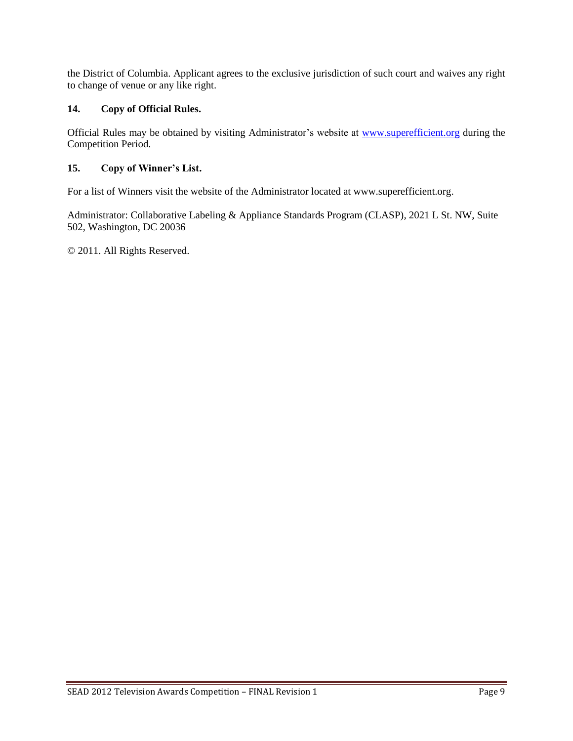the District of Columbia. Applicant agrees to the exclusive jurisdiction of such court and waives any right to change of venue or any like right.

### 14. Copy of Official Rules.

Official Rules may be obtained by visiting Administrator's website at [www.superefficient.org](http://www.superefficient.org) during the Competition Period.

### 15. Copy of Winner's List.

For a list of Winners visit the website of the Administrator located at www.superefficient.org.

Administrator: Collaborative Labeling & Appliance Standards Program (CLASP), 2021 L St. NW, Suite 502, Washington, DC 20036

© 2011. All Rights Reserved.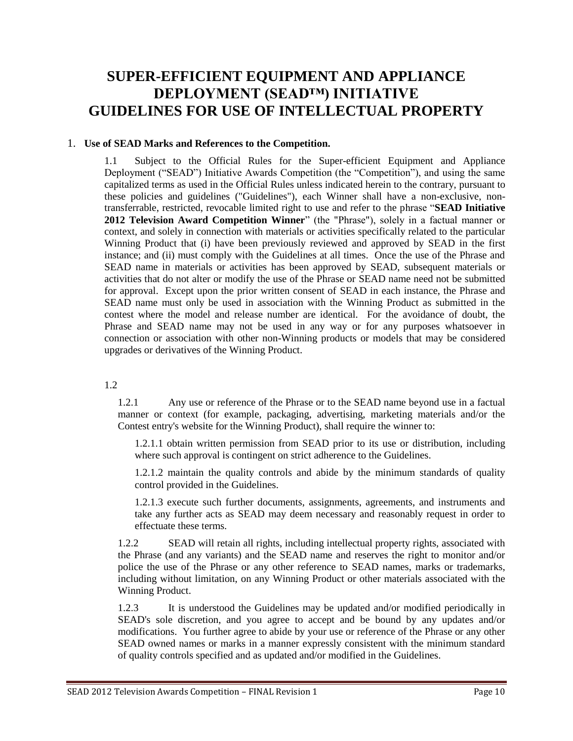# SUPER-EFFICIENT EQUIPMENT AND APPLIANCE DEPLOYMENT (SEAD™) INITIATIVE GUIDELINES FOR USE OF INTELLECTUAL PROPERTY

1. **Use of SEAD Marks and References to the Competition.**

1.1 Subject to the Official Rules for the Super-efficient Equipment and Appliance Deployment ("SEAD") Initiative Awards Competition (the "Competition"), and using the same capitalized terms as used in the Official Rules unless indicated herein to the contrary, pursuant to these policies and guidelines ("Guidelines"), each Winner shall have a non-exclusive, non-transferrable, restricted, revocable limited right to use and refer to the phrase "**SEAD Initiative 2012 Television Award Competition Winner**" (the "Phrase"), solely in a factual manner or context, and solely in connection with materials or activities specifically related to the particular Winning Product that (i) have been previously reviewed and approved by SEAD in the first instance; and (ii) must comply with the Guidelines at all times. Once the use of the Phrase and SEAD name in materials or activities has been approved by SEAD, subsequent materials or activities that do not alter or modify the use of the Phrase or SEAD name need not be submitted for approval. Except upon the prior written consent of SEAD in each instance, the Phrase and SEAD name must only be used in association with the Winning Product as submitted in the contest where the model and release number are identical. For the avoidance of doubt, the Phrase and SEAD name may not be used in any way or for any purposes whatsoever in connection or association with other non-Winning products or models that may be considered upgrades or derivatives of the Winning Product.

1.2

1.2.1 Any use or reference of the Phrase or to the SEAD name beyond use in a factual manner or context (for example, packaging, advertising, marketing materials and/or the Contest entry's website for the Winning Product), shall require the winner to:

1.2.1.1 obtain written permission from SEAD prior to its use or distribution, including where such approval is contingent on strict adherence to the Guidelines.

1.2.1.2 maintain the quality controls and abide by the minimum standards of quality control provided in the Guidelines.

1.2.1.3 execute such further documents, assignments, agreements, and instruments and take any further acts as SEAD may deem necessary and reasonably request in order to effectuate these terms.

1.2.2 SEAD will retain all rights, including intellectual property rights, associated with the Phrase (and any variants) and the SEAD name and reserves the right to monitor and/or police the use of the Phrase or any other reference to SEAD names, marks or trademarks, including without limitation, on any Winning Product or other materials associated with the Winning Product.

1.2.3 It is understood the Guidelines may be updated and/or modified periodically in SEAD's sole discretion, and you agree to accept and be bound by any updates and/or modifications. You further agree to abide by your use or reference of the Phrase or any other SEAD owned names or marks in a manner expressly consistent with the minimum standard of quality controls specified and as updated and/or modified in the Guidelines.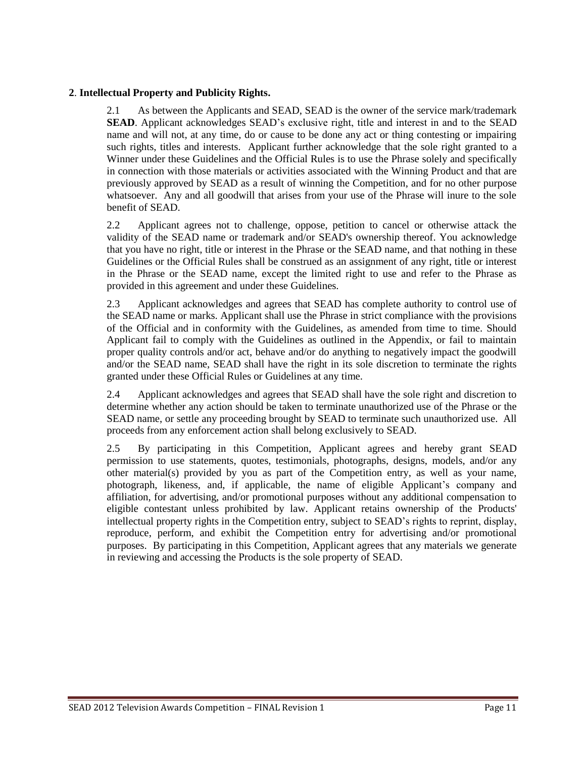**2**. **Intellectual Property and Publicity Rights.**

2.1 As between the Applicants and SEAD, SEAD is the owner of the service mark/trademark **SEAD**. Applicant acknowledges SEAD's exclusive right, title and interest in and to the SEAD name and will not, at any time, do or cause to be done any act or thing contesting or impairing such rights, titles and interests. Applicant further acknowledge that the sole right granted to a Winner under these Guidelines and the Official Rules is to use the Phrase solely and specifically in connection with those materials or activities associated with the Winning Product and that are previously approved by SEAD as a result of winning the Competition, and for no other purpose whatsoever. Any and all goodwill that arises from your use of the Phrase will inure to the sole benefit of SEAD.

2.2 Applicant agrees not to challenge, oppose, petition to cancel or otherwise attack the validity of the SEAD name or trademark and/or SEAD's ownership thereof. You acknowledge that you have no right, title or interest in the Phrase or the SEAD name, and that nothing in these Guidelines or the Official Rules shall be construed as an assignment of any right, title or interest in the Phrase or the SEAD name, except the limited right to use and refer to the Phrase as provided in this agreement and under these Guidelines.

2.3 Applicant acknowledges and agrees that SEAD has complete authority to control use of the SEAD name or marks. Applicant shall use the Phrase in strict compliance with the provisions of the Official and in conformity with the Guidelines, as amended from time to time. Should Applicant fail to comply with the Guidelines as outlined in the Appendix, or fail to maintain proper quality controls and/or act, behave and/or do anything to negatively impact the goodwill and/or the SEAD name, SEAD shall have the right in its sole discretion to terminate the rights granted under these Official Rules or Guidelines at any time.

2.4 Applicant acknowledges and agrees that SEAD shall have the sole right and discretion to determine whether any action should be taken to terminate unauthorized use of the Phrase or the SEAD name, or settle any proceeding brought by SEAD to terminate such unauthorized use. All proceeds from any enforcement action shall belong exclusively to SEAD.

2.5 By participating in this Competition, Applicant agrees and hereby grant SEAD permission to use statements, quotes, testimonials, photographs, designs, models, and/or any other material(s) provided by you as part of the Competition entry, as well as your name, photograph, likeness, and, if applicable, the name of eligible Applicant's company and affiliation, for advertising, and/or promotional purposes without any additional compensation to eligible contestant unless prohibited by law. Applicant retains ownership of the Products' intellectual property rights in the Competition entry, subject to SEAD's rights to reprint, display, reproduce, perform, and exhibit the Competition entry for advertising and/or promotional purposes. By participating in this Competition, Applicant agrees that any materials we generate in reviewing and accessing the Products is the sole property of SEAD.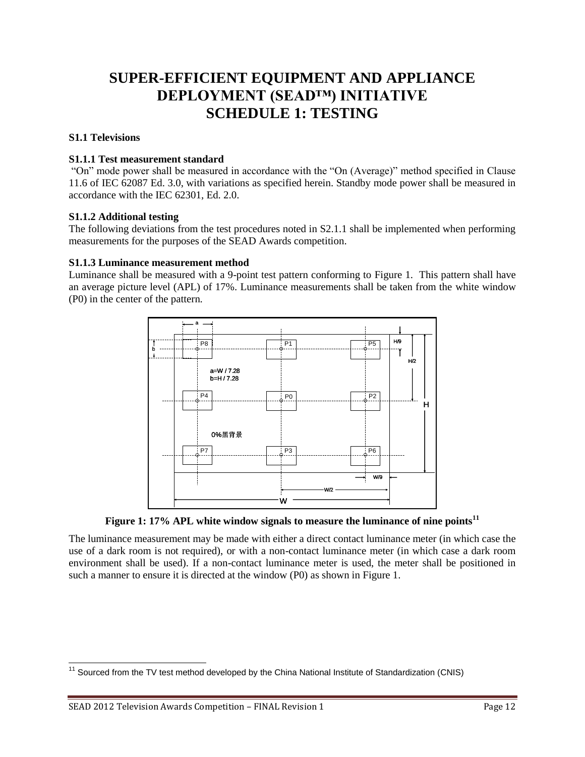# SUPER-EFFICIENT EQUIPMENT AND APPLIANCE DEPLOYMENT (SEAD™) INITIATIVE SCHEDULE 1: TESTING

**S1.1 Televisions**

**S1.1.1 Test measurement standard**

"On" mode power shall be measured in accordance with the "On (Average)" method specified in Clause 11.6 of IEC 62087 Ed. 3.0, with variations as specified herein. Standby mode power shall be measured in accordance with the IEC 62301, Ed. 2.0.

**S1.1.2 Additional testing**

The following deviations from the test procedures noted in S2.1.1 shall be implemented when performing measurements for the purposes of the SEAD Awards competition.

**S1.1.3 Luminance measurement method**

Luminance shall be measured with a 9-point test pattern conforming to Figure 1. This pattern shall have an average picture level (APL) of 17%. Luminance measurements shall be taken from the white window (P0) in the center of the pattern.

**Figure 1: 17% APL white window signals to measure the luminance of nine points[11]**

The luminance measurement may be made with either a direct contact luminance meter (in which case the use of a dark room is not required), or with a non-contact luminance meter (in which case a dark room environment shall be used). If a non-contact luminance meter is used, the meter shall be positioned in such a manner to ensure it is directed at the window (P0) as shown in Figure 1.

[11] Sourced from the TV test method developed by the China National Institute of Standardization (CNIS)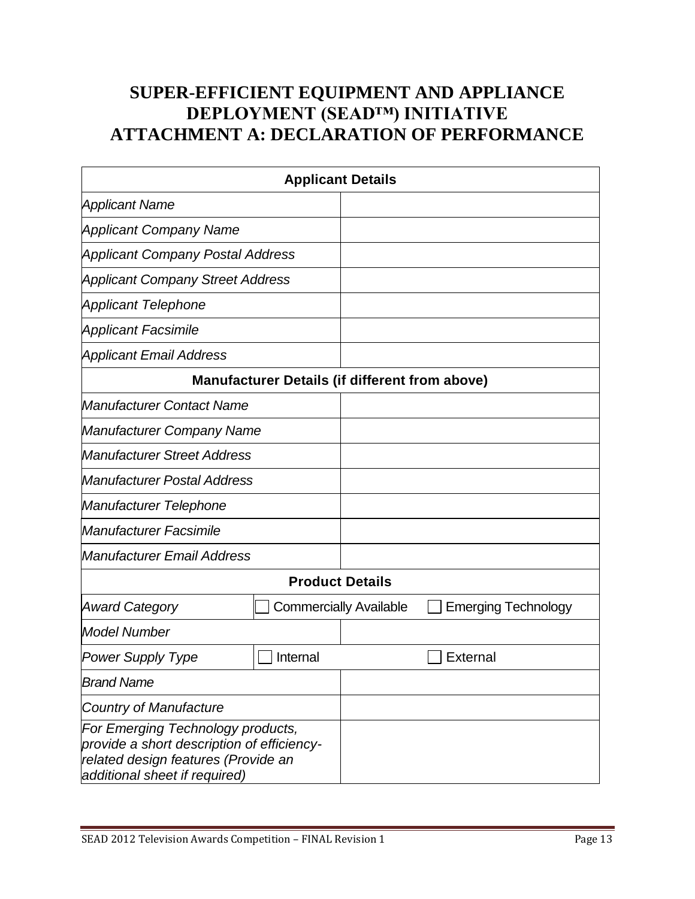# SUPER-EFFICIENT EQUIPMENT AND APPLIANCE DEPLOYMENT (SEAD™) INITIATIVE
# ATTACHMENT A: DECLARATION OF PERFORMANCE

| **Applicant Details** | | |
|---|---|---|
| *Applicant Name* | | |
| *Applicant Company Name* | | |
| *Applicant Company Postal Address* | | |
| *Applicant Company Street Address* | | |
| *Applicant Telephone* | | |
| *Applicant Facsimile* | | |
| *Applicant Email Address* | | |
| **Manufacturer Details (if different from above)** | | |
| *Manufacturer Contact Name* | | |
| *Manufacturer Company Name* | | |
| *Manufacturer Street Address* | | |
| *Manufacturer Postal Address* | | |
| *Manufacturer Telephone* | | |
| *Manufacturer Facsimile* | | |
| *Manufacturer Email Address* | | |
| **Product Details** | | |
| *Award Category* | ☐ Commercially Available | ☐ Emerging Technology |
| *Model Number* | | |
| *Power Supply Type* | ☐ Internal | ☐ External |
| *Brand Name* | | |
| *Country of Manufacture* | | |
| *For Emerging Technology products, provide a short description of efficiency-related design features (Provide an additional sheet if required)* | | |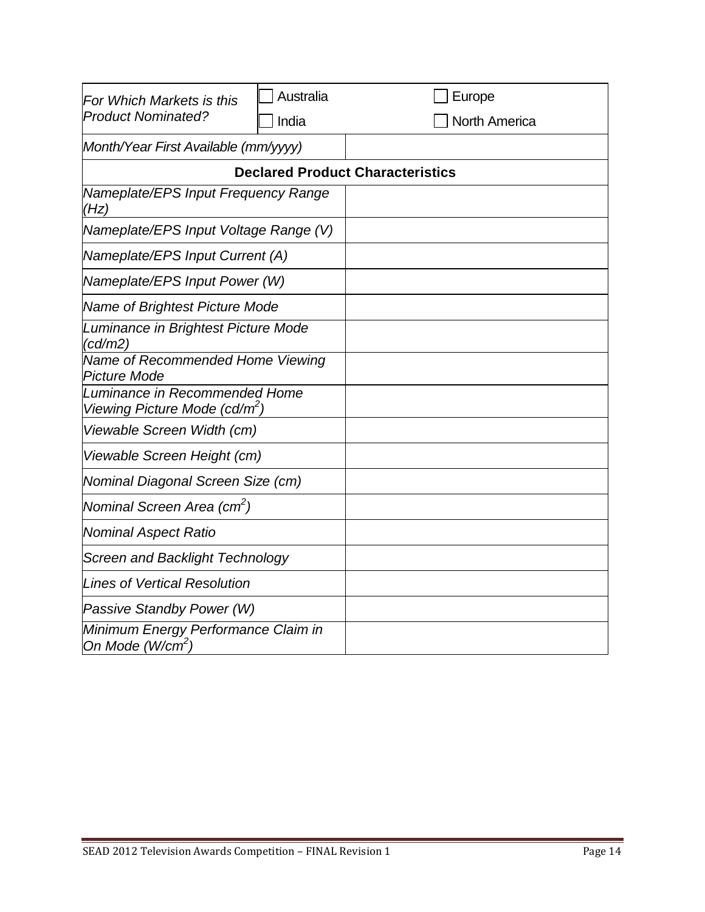| | | |
|---|---|---|
| *For Which Markets is this Product Nominated?* | ☐ Australia<br>☐ India | ☐ Europe<br>☐ North America |
| *Month/Year First Available (mm/yyyy)* | | |
| **Declared Product Characteristics** | | |
| *Nameplate/EPS Input Frequency Range (Hz)* | | |
| *Nameplate/EPS Input Voltage Range (V)* | | |
| *Nameplate/EPS Input Current (A)* | | |
| *Nameplate/EPS Input Power (W)* | | |
| *Name of Brightest Picture Mode* | | |
| *Luminance in Brightest Picture Mode (cd/m2)* | | |
| *Name of Recommended Home Viewing Picture Mode* | | |
| *Luminance in Recommended Home Viewing Picture Mode (cd/m$^2$)* | | |
| *Viewable Screen Width (cm)* | | |
| *Viewable Screen Height (cm)* | | |
| *Nominal Diagonal Screen Size (cm)* | | |
| *Nominal Screen Area (cm$^2$)* | | |
| *Nominal Aspect Ratio* | | |
| *Screen and Backlight Technology* | | |
| *Lines of Vertical Resolution* | | |
| *Passive Standby Power (W)* | | |
| *Minimum Energy Performance Claim in On Mode (W/cm$^2$)* | | |